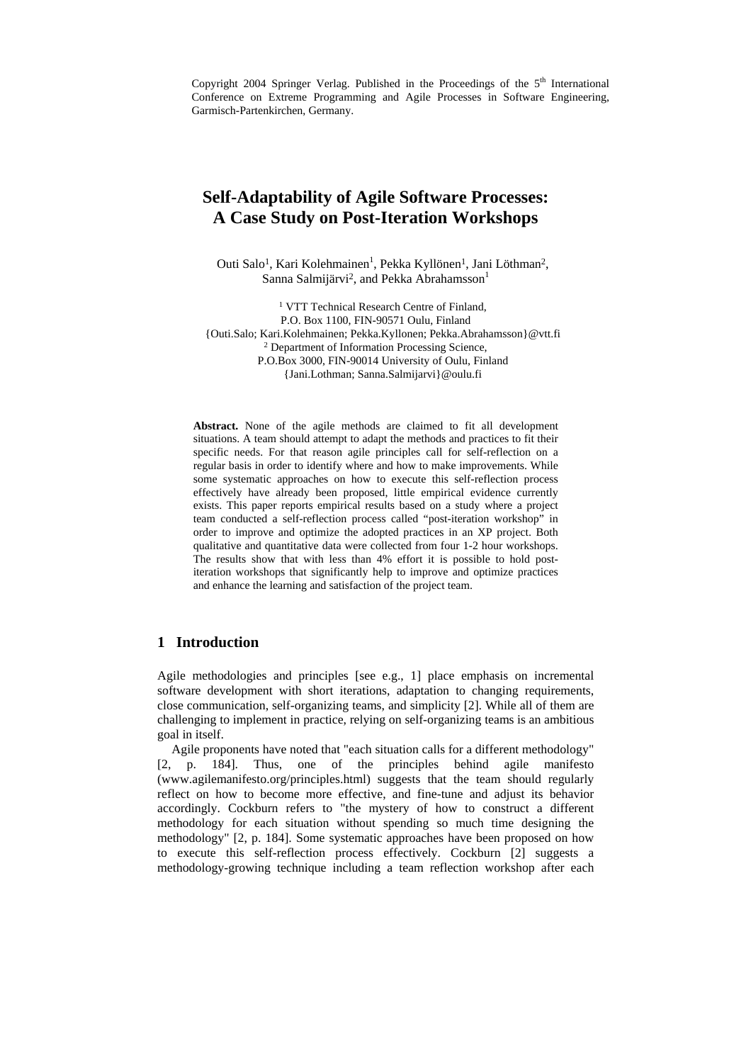Copyright 2004 Springer Verlag. Published in the Proceedings of the 5th International Conference on Extreme Programming and Agile Processes in Software Engineering, Garmisch-Partenkirchen, Germany.

# Self-Adaptability of Agile Software Processes: A Case Study on Post-Iteration Workshops

Outi Salo[1], Kari Kolehmainen[1], Pekka Kyllönen[1], Jani Löthman[2], Sanna Salmijärvi[2], and Pekka Abrahamsson[1]

[1] VTT Technical Research Centre of Finland, P.O. Box 1100, FIN-90571 Oulu, Finland
{Outi.Salo; Kari.Kolehmainen; Pekka.Kyllonen; Pekka.Abrahamsson}@vtt.fi

[2] Department of Information Processing Science, P.O.Box 3000, FIN-90014 University of Oulu, Finland
{Jani.Lothman; Sanna.Salmijarvi}@oulu.fi

**Abstract.** None of the agile methods are claimed to fit all development situations. A team should attempt to adapt the methods and practices to fit their specific needs. For that reason agile principles call for self-reflection on a regular basis in order to identify where and how to make improvements. While some systematic approaches on how to execute this self-reflection process effectively have already been proposed, little empirical evidence currently exists. This paper reports empirical results based on a study where a project team conducted a self-reflection process called "post-iteration workshop" in order to improve and optimize the adopted practices in an XP project. Both qualitative and quantitative data were collected from four 1-2 hour workshops. The results show that with less than 4% effort it is possible to hold post-iteration workshops that significantly help to improve and optimize practices and enhance the learning and satisfaction of the project team.

## 1 Introduction

Agile methodologies and principles [see e.g., 1] place emphasis on incremental software development with short iterations, adaptation to changing requirements, close communication, self-organizing teams, and simplicity [2]. While all of them are challenging to implement in practice, relying on self-organizing teams is an ambitious goal in itself.

Agile proponents have noted that "each situation calls for a different methodology" [2, p. 184]. Thus, one of the principles behind agile manifesto (www.agilemanifesto.org/principles.html) suggests that the team should regularly reflect on how to become more effective, and fine-tune and adjust its behavior accordingly. Cockburn refers to "the mystery of how to construct a different methodology for each situation without spending so much time designing the methodology" [2, p. 184]. Some systematic approaches have been proposed on how to execute this self-reflection process effectively. Cockburn [2] suggests a methodology-growing technique including a team reflection workshop after each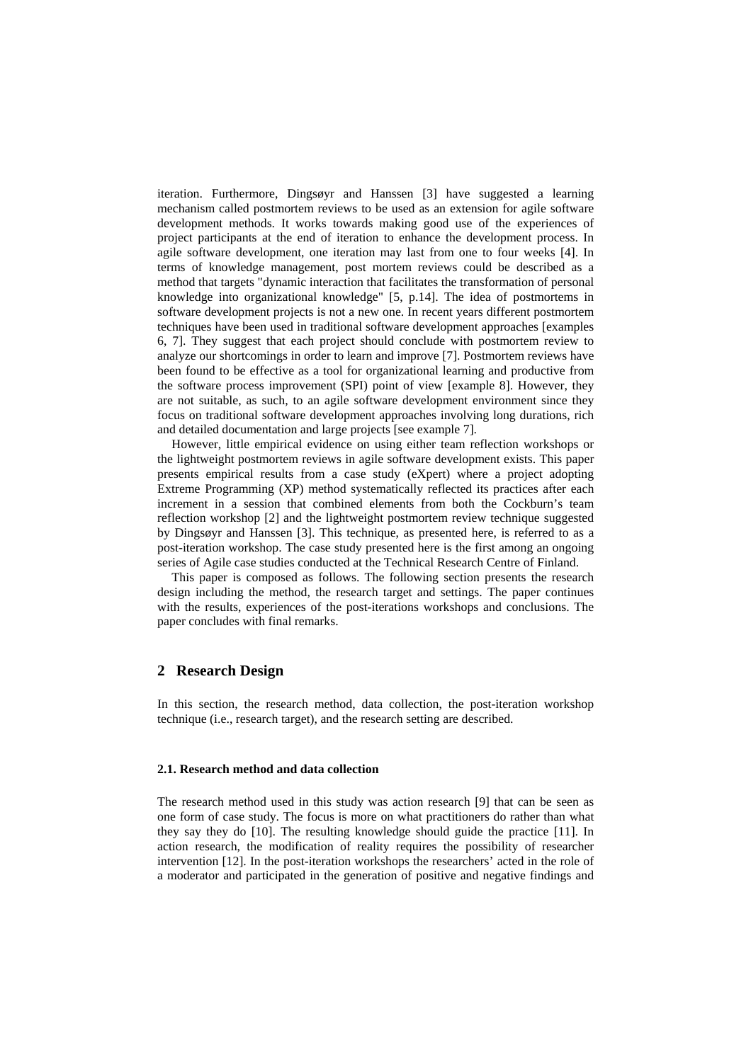iteration. Furthermore, Dingsøyr and Hanssen [3] have suggested a learning mechanism called postmortem reviews to be used as an extension for agile software development methods. It works towards making good use of the experiences of project participants at the end of iteration to enhance the development process. In agile software development, one iteration may last from one to four weeks [4]. In terms of knowledge management, post mortem reviews could be described as a method that targets "dynamic interaction that facilitates the transformation of personal knowledge into organizational knowledge" [5, p.14]. The idea of postmortems in software development projects is not a new one. In recent years different postmortem techniques have been used in traditional software development approaches [examples 6, 7]. They suggest that each project should conclude with postmortem review to analyze our shortcomings in order to learn and improve [7]. Postmortem reviews have been found to be effective as a tool for organizational learning and productive from the software process improvement (SPI) point of view [example 8]. However, they are not suitable, as such, to an agile software development environment since they focus on traditional software development approaches involving long durations, rich and detailed documentation and large projects [see example 7].

However, little empirical evidence on using either team reflection workshops or the lightweight postmortem reviews in agile software development exists. This paper presents empirical results from a case study (eXpert) where a project adopting Extreme Programming (XP) method systematically reflected its practices after each increment in a session that combined elements from both the Cockburn's team reflection workshop [2] and the lightweight postmortem review technique suggested by Dingsøyr and Hanssen [3]. This technique, as presented here, is referred to as a post-iteration workshop. The case study presented here is the first among an ongoing series of Agile case studies conducted at the Technical Research Centre of Finland.

This paper is composed as follows. The following section presents the research design including the method, the research target and settings. The paper continues with the results, experiences of the post-iterations workshops and conclusions. The paper concludes with final remarks.

## 2 Research Design

In this section, the research method, data collection, the post-iteration workshop technique (i.e., research target), and the research setting are described.

### 2.1. Research method and data collection

The research method used in this study was action research [9] that can be seen as one form of case study. The focus is more on what practitioners do rather than what they say they do [10]. The resulting knowledge should guide the practice [11]. In action research, the modification of reality requires the possibility of researcher intervention [12]. In the post-iteration workshops the researchers' acted in the role of a moderator and participated in the generation of positive and negative findings and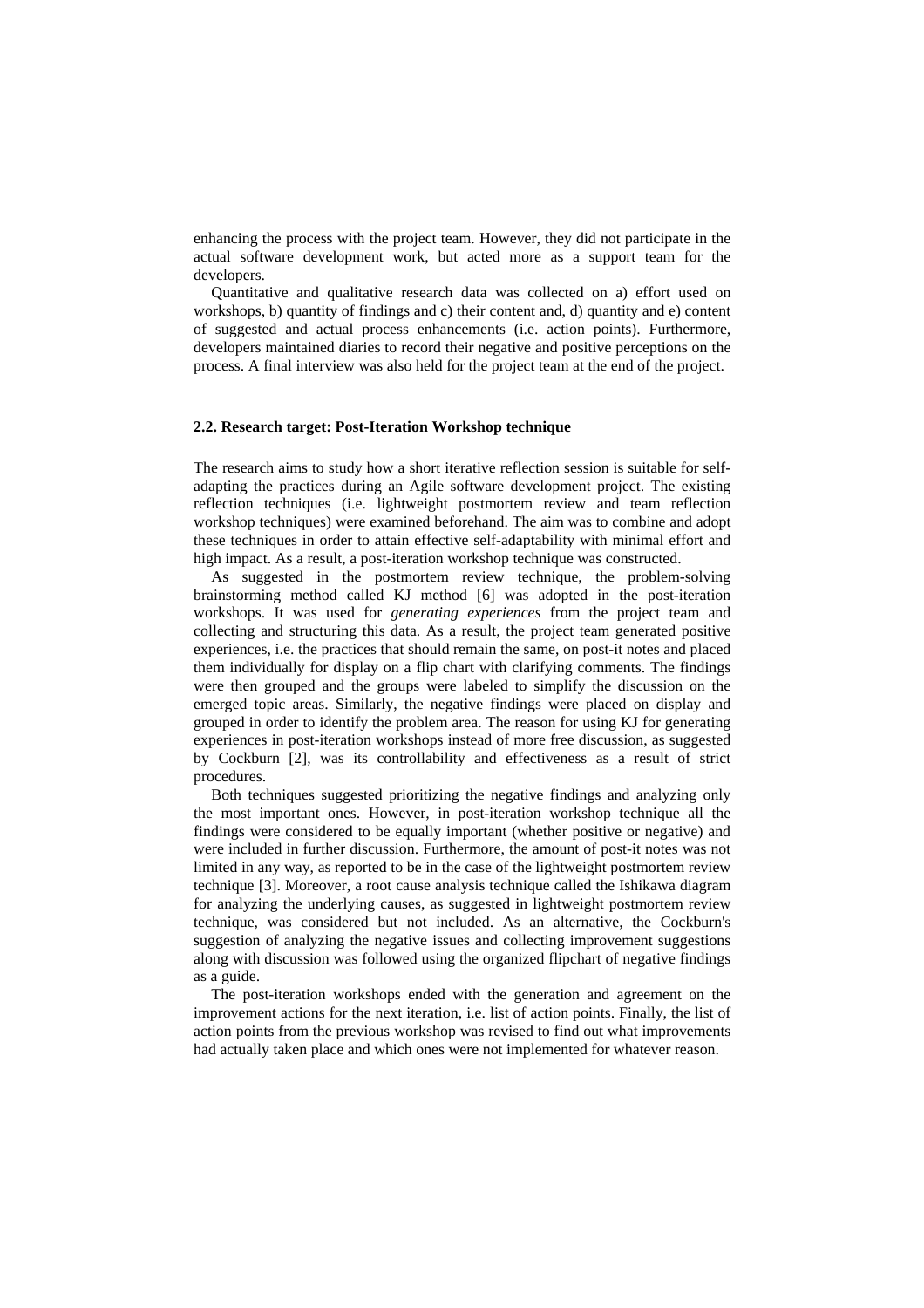enhancing the process with the project team. However, they did not participate in the actual software development work, but acted more as a support team for the developers.

Quantitative and qualitative research data was collected on a) effort used on workshops, b) quantity of findings and c) their content and, d) quantity and e) content of suggested and actual process enhancements (i.e. action points). Furthermore, developers maintained diaries to record their negative and positive perceptions on the process. A final interview was also held for the project team at the end of the project.

### 2.2. Research target: Post-Iteration Workshop technique

The research aims to study how a short iterative reflection session is suitable for self-adapting the practices during an Agile software development project. The existing reflection techniques (i.e. lightweight postmortem review and team reflection workshop techniques) were examined beforehand. The aim was to combine and adopt these techniques in order to attain effective self-adaptability with minimal effort and high impact. As a result, a post-iteration workshop technique was constructed.

As suggested in the postmortem review technique, the problem-solving brainstorming method called KJ method [6] was adopted in the post-iteration workshops. It was used for *generating experiences* from the project team and collecting and structuring this data. As a result, the project team generated positive experiences, i.e. the practices that should remain the same, on post-it notes and placed them individually for display on a flip chart with clarifying comments. The findings were then grouped and the groups were labeled to simplify the discussion on the emerged topic areas. Similarly, the negative findings were placed on display and grouped in order to identify the problem area. The reason for using KJ for generating experiences in post-iteration workshops instead of more free discussion, as suggested by Cockburn [2], was its controllability and effectiveness as a result of strict procedures.

Both techniques suggested prioritizing the negative findings and analyzing only the most important ones. However, in post-iteration workshop technique all the findings were considered to be equally important (whether positive or negative) and were included in further discussion. Furthermore, the amount of post-it notes was not limited in any way, as reported to be in the case of the lightweight postmortem review technique [3]. Moreover, a root cause analysis technique called the Ishikawa diagram for analyzing the underlying causes, as suggested in lightweight postmortem review technique, was considered but not included. As an alternative, the Cockburn's suggestion of analyzing the negative issues and collecting improvement suggestions along with discussion was followed using the organized flipchart of negative findings as a guide.

The post-iteration workshops ended with the generation and agreement on the improvement actions for the next iteration, i.e. list of action points. Finally, the list of action points from the previous workshop was revised to find out what improvements had actually taken place and which ones were not implemented for whatever reason.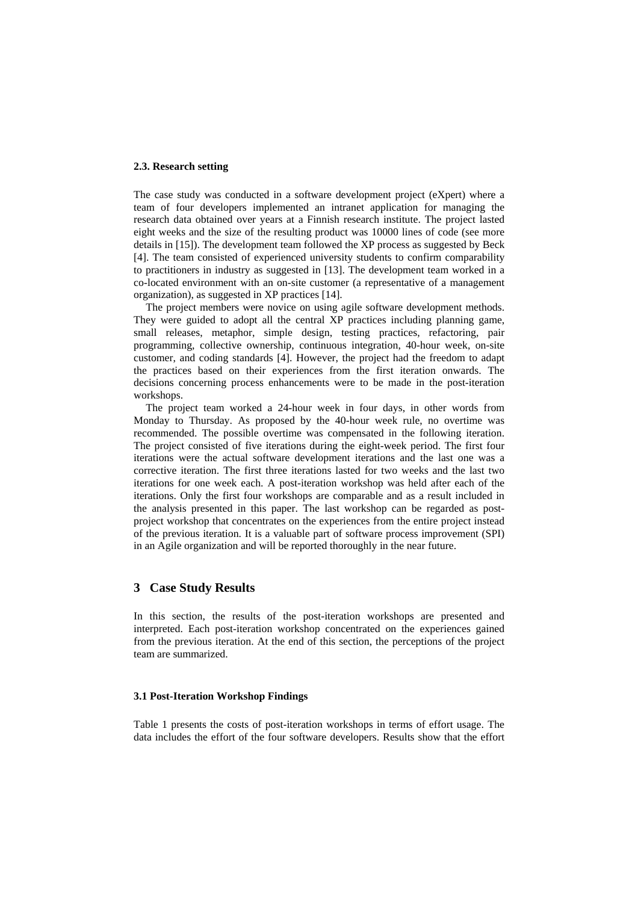#### 2.3. Research setting

The case study was conducted in a software development project (eXpert) where a team of four developers implemented an intranet application for managing the research data obtained over years at a Finnish research institute. The project lasted eight weeks and the size of the resulting product was 10000 lines of code (see more details in [15]). The development team followed the XP process as suggested by Beck [4]. The team consisted of experienced university students to confirm comparability to practitioners in industry as suggested in [13]. The development team worked in a co-located environment with an on-site customer (a representative of a management organization), as suggested in XP practices [14].

The project members were novice on using agile software development methods. They were guided to adopt all the central XP practices including planning game, small releases, metaphor, simple design, testing practices, refactoring, pair programming, collective ownership, continuous integration, 40-hour week, on-site customer, and coding standards [4]. However, the project had the freedom to adapt the practices based on their experiences from the first iteration onwards. The decisions concerning process enhancements were to be made in the post-iteration workshops.

The project team worked a 24-hour week in four days, in other words from Monday to Thursday. As proposed by the 40-hour week rule, no overtime was recommended. The possible overtime was compensated in the following iteration. The project consisted of five iterations during the eight-week period. The first four iterations were the actual software development iterations and the last one was a corrective iteration. The first three iterations lasted for two weeks and the last two iterations for one week each. A post-iteration workshop was held after each of the iterations. Only the first four workshops are comparable and as a result included in the analysis presented in this paper. The last workshop can be regarded as post-project workshop that concentrates on the experiences from the entire project instead of the previous iteration. It is a valuable part of software process improvement (SPI) in an Agile organization and will be reported thoroughly in the near future.

## 3 Case Study Results

In this section, the results of the post-iteration workshops are presented and interpreted. Each post-iteration workshop concentrated on the experiences gained from the previous iteration. At the end of this section, the perceptions of the project team are summarized.

#### 3.1 Post-Iteration Workshop Findings

Table 1 presents the costs of post-iteration workshops in terms of effort usage. The data includes the effort of the four software developers. Results show that the effort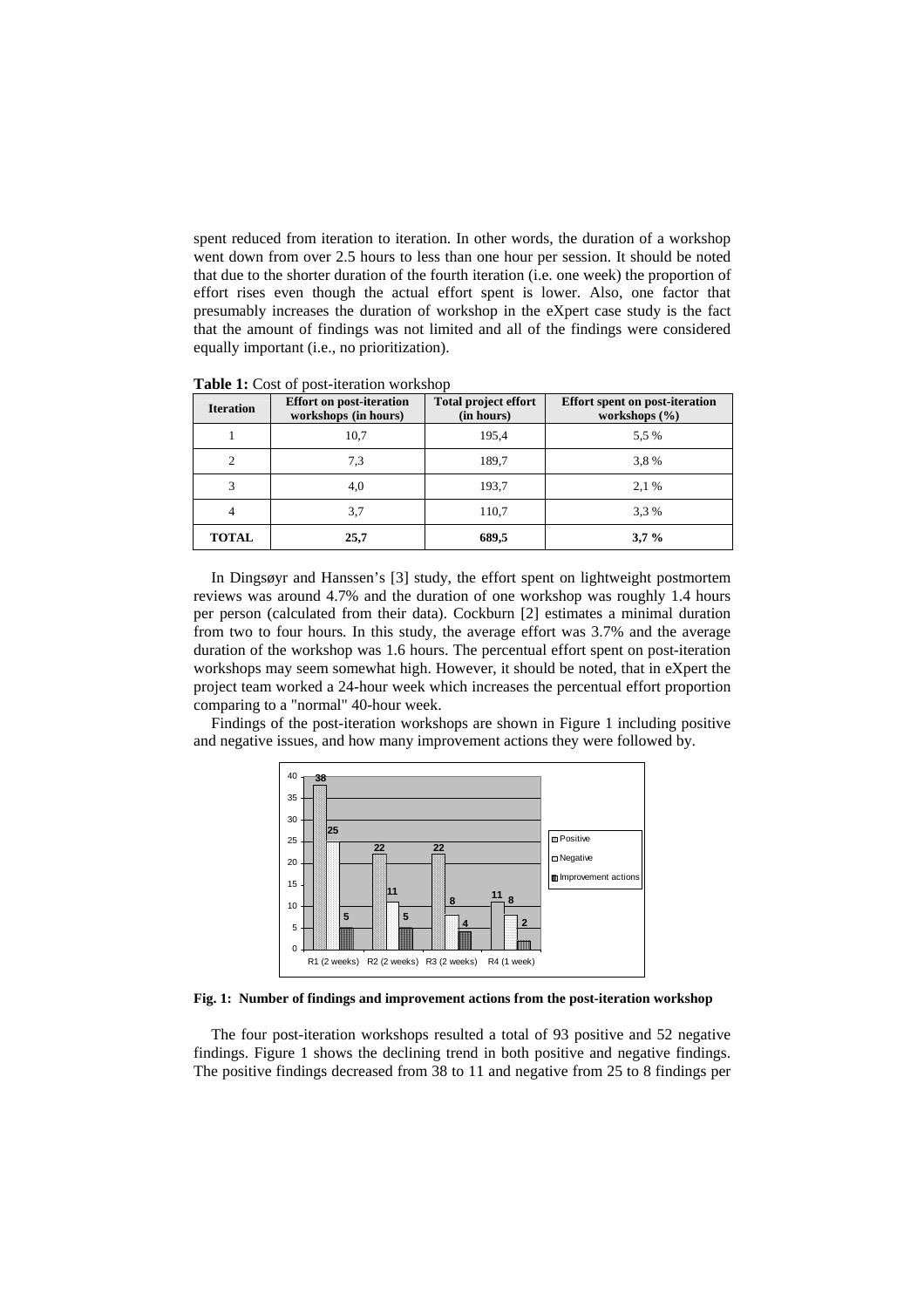spent reduced from iteration to iteration. In other words, the duration of a workshop went down from over 2.5 hours to less than one hour per session. It should be noted that due to the shorter duration of the fourth iteration (i.e. one week) the proportion of effort rises even though the actual effort spent is lower. Also, one factor that presumably increases the duration of workshop in the eXpert case study is the fact that the amount of findings was not limited and all of the findings were considered equally important (i.e., no prioritization).

**Table 1:** Cost of post-iteration workshop

| Iteration | Effort on post-iteration workshops (in hours) | Total project effort (in hours) | Effort spent on post-iteration workshops (%) |
|---|---|---|---|
| 1 | 10,7 | 195,4 | 5,5 % |
| 2 | 7,3 | 189,7 | 3,8 % |
| 3 | 4,0 | 193,7 | 2,1 % |
| 4 | 3,7 | 110,7 | 3,3 % |
| **TOTAL** | **25,7** | **689,5** | **3,7 %** |

In Dingsøyr and Hanssen's [3] study, the effort spent on lightweight postmortem reviews was around 4.7% and the duration of one workshop was roughly 1.4 hours per person (calculated from their data). Cockburn [2] estimates a minimal duration from two to four hours. In this study, the average effort was 3.7% and the average duration of the workshop was 1.6 hours. The percentual effort spent on post-iteration workshops may seem somewhat high. However, it should be noted, that in eXpert the project team worked a 24-hour week which increases the percentual effort proportion comparing to a "normal" 40-hour week.

Findings of the post-iteration workshops are shown in Figure 1 including positive and negative issues, and how many improvement actions they were followed by.

**Fig. 1: Number of findings and improvement actions from the post-iteration workshop**

The four post-iteration workshops resulted a total of 93 positive and 52 negative findings. Figure 1 shows the declining trend in both positive and negative findings. The positive findings decreased from 38 to 11 and negative from 25 to 8 findings per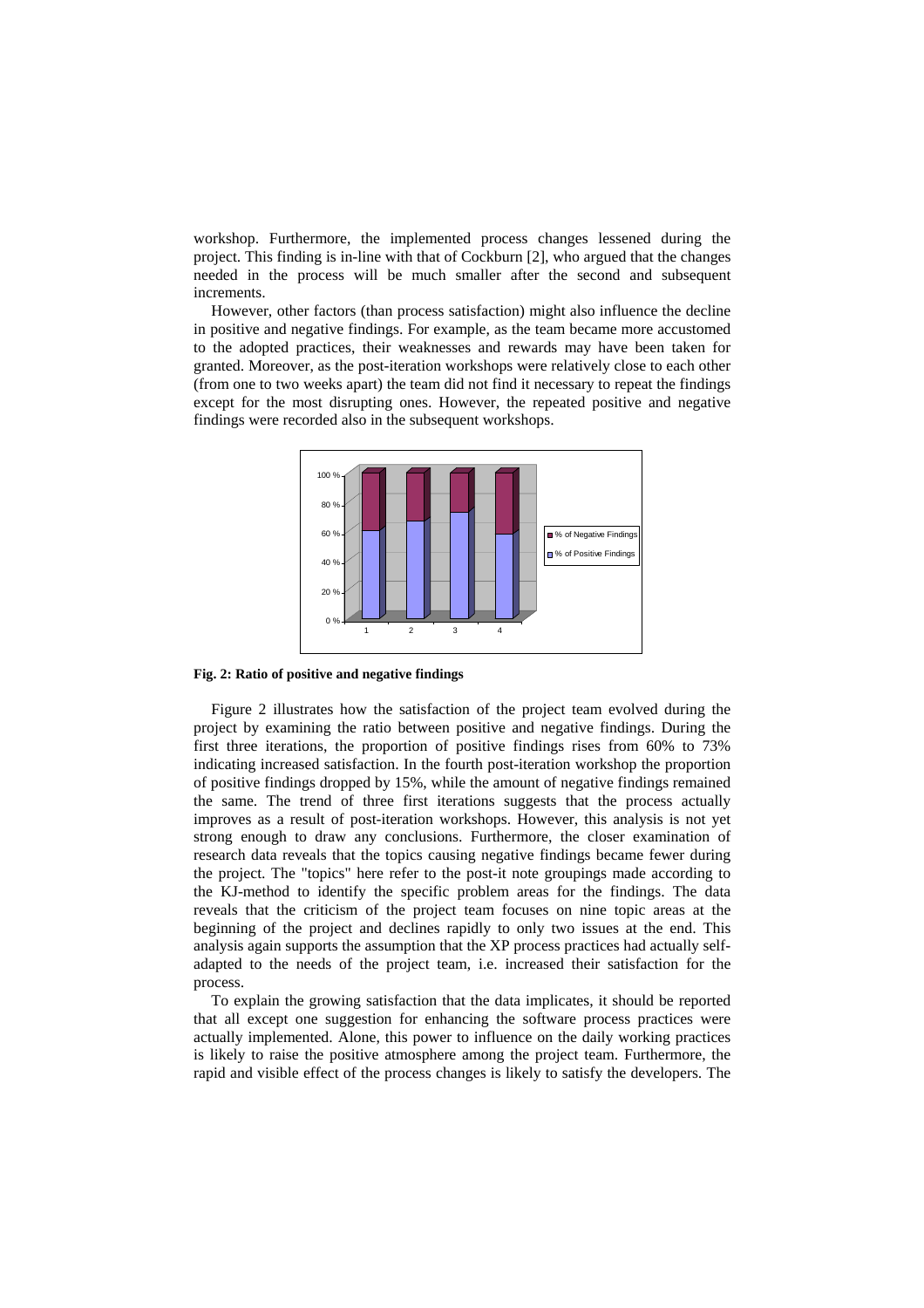workshop. Furthermore, the implemented process changes lessened during the project. This finding is in-line with that of Cockburn [2], who argued that the changes needed in the process will be much smaller after the second and subsequent increments.

However, other factors (than process satisfaction) might also influence the decline in positive and negative findings. For example, as the team became more accustomed to the adopted practices, their weaknesses and rewards may have been taken for granted. Moreover, as the post-iteration workshops were relatively close to each other (from one to two weeks apart) the team did not find it necessary to repeat the findings except for the most disrupting ones. However, the repeated positive and negative findings were recorded also in the subsequent workshops.

**Fig. 2: Ratio of positive and negative findings**

Figure 2 illustrates how the satisfaction of the project team evolved during the project by examining the ratio between positive and negative findings. During the first three iterations, the proportion of positive findings rises from 60% to 73% indicating increased satisfaction. In the fourth post-iteration workshop the proportion of positive findings dropped by 15%, while the amount of negative findings remained the same. The trend of three first iterations suggests that the process actually improves as a result of post-iteration workshops. However, this analysis is not yet strong enough to draw any conclusions. Furthermore, the closer examination of research data reveals that the topics causing negative findings became fewer during the project. The "topics" here refer to the post-it note groupings made according to the KJ-method to identify the specific problem areas for the findings. The data reveals that the criticism of the project team focuses on nine topic areas at the beginning of the project and declines rapidly to only two issues at the end. This analysis again supports the assumption that the XP process practices had actually self-adapted to the needs of the project team, i.e. increased their satisfaction for the process.

To explain the growing satisfaction that the data implicates, it should be reported that all except one suggestion for enhancing the software process practices were actually implemented. Alone, this power to influence on the daily working practices is likely to raise the positive atmosphere among the project team. Furthermore, the rapid and visible effect of the process changes is likely to satisfy the developers. The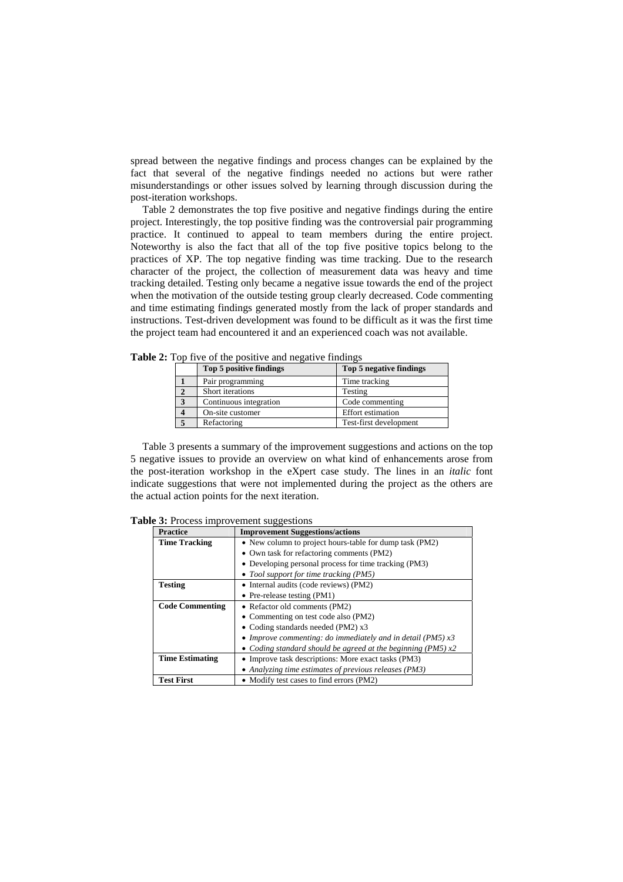spread between the negative findings and process changes can be explained by the fact that several of the negative findings needed no actions but were rather misunderstandings or other issues solved by learning through discussion during the post-iteration workshops.

Table 2 demonstrates the top five positive and negative findings during the entire project. Interestingly, the top positive finding was the controversial pair programming practice. It continued to appeal to team members during the entire project. Noteworthy is also the fact that all of the top five positive topics belong to the practices of XP. The top negative finding was time tracking. Due to the research character of the project, the collection of measurement data was heavy and time tracking detailed. Testing only became a negative issue towards the end of the project when the motivation of the outside testing group clearly decreased. Code commenting and time estimating findings generated mostly from the lack of proper standards and instructions. Test-driven development was found to be difficult as it was the first time the project team had encountered it and an experienced coach was not available.

**Table 2:** Top five of the positive and negative findings

| | Top 5 positive findings | Top 5 negative findings |
|---|---|---|
| **1** | Pair programming | Time tracking |
| **2** | Short iterations | Testing |
| **3** | Continuous integration | Code commenting |
| **4** | On-site customer | Effort estimation |
| **5** | Refactoring | Test-first development |

Table 3 presents a summary of the improvement suggestions and actions on the top 5 negative issues to provide an overview on what kind of enhancements arose from the post-iteration workshop in the eXpert case study. The lines in an *italic* font indicate suggestions that were not implemented during the project as the others are the actual action points for the next iteration.

**Table 3:** Process improvement suggestions

| Practice | Improvement Suggestions/actions |
|---|---|
| **Time Tracking** | • New column to project hours-table for dump task (PM2)<br>• Own task for refactoring comments (PM2)<br>• Developing personal process for time tracking (PM3)<br>• *Tool support for time tracking (PM5)* |
| **Testing** | • Internal audits (code reviews) (PM2)<br>• Pre-release testing (PM1) |
| **Code Commenting** | • Refactor old comments (PM2)<br>• Commenting on test code also (PM2)<br>• Coding standards needed (PM2) x3<br>• *Improve commenting: do immediately and in detail (PM5) x3*<br>• *Coding standard should be agreed at the beginning (PM5) x2* |
| **Time Estimating** | • Improve task descriptions: More exact tasks (PM3)<br>• *Analyzing time estimates of previous releases (PM3)* |
| **Test First** | • Modify test cases to find errors (PM2) |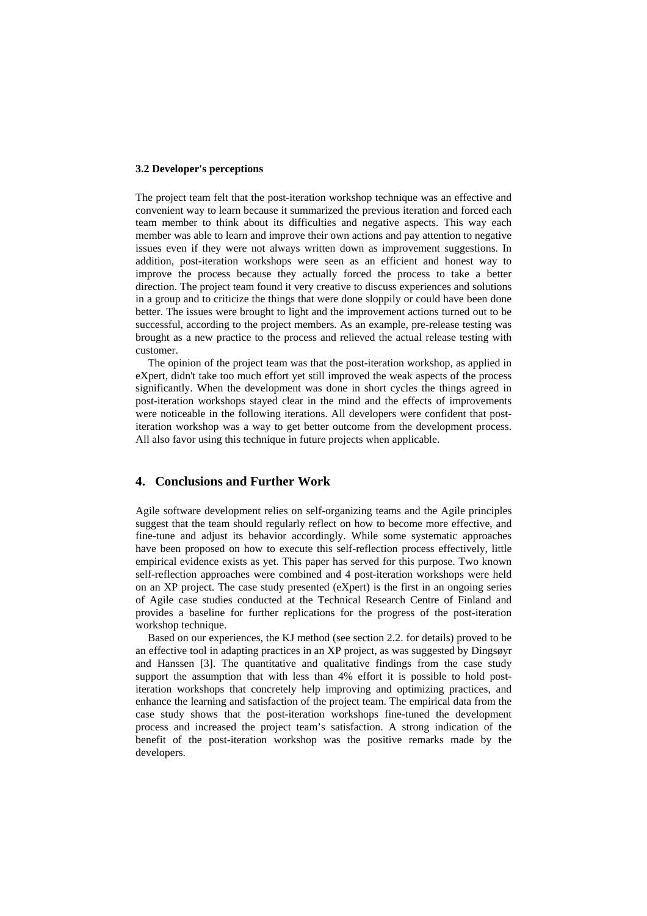### 3.2 Developer's perceptions

The project team felt that the post-iteration workshop technique was an effective and convenient way to learn because it summarized the previous iteration and forced each team member to think about its difficulties and negative aspects. This way each member was able to learn and improve their own actions and pay attention to negative issues even if they were not always written down as improvement suggestions. In addition, post-iteration workshops were seen as an efficient and honest way to improve the process because they actually forced the process to take a better direction. The project team found it very creative to discuss experiences and solutions in a group and to criticize the things that were done sloppily or could have been done better. The issues were brought to light and the improvement actions turned out to be successful, according to the project members. As an example, pre-release testing was brought as a new practice to the process and relieved the actual release testing with customer.

The opinion of the project team was that the post-iteration workshop, as applied in eXpert, didn't take too much effort yet still improved the weak aspects of the process significantly. When the development was done in short cycles the things agreed in post-iteration workshops stayed clear in the mind and the effects of improvements were noticeable in the following iterations. All developers were confident that post-iteration workshop was a way to get better outcome from the development process. All also favor using this technique in future projects when applicable.

## 4. Conclusions and Further Work

Agile software development relies on self-organizing teams and the Agile principles suggest that the team should regularly reflect on how to become more effective, and fine-tune and adjust its behavior accordingly. While some systematic approaches have been proposed on how to execute this self-reflection process effectively, little empirical evidence exists as yet. This paper has served for this purpose. Two known self-reflection approaches were combined and 4 post-iteration workshops were held on an XP project. The case study presented (eXpert) is the first in an ongoing series of Agile case studies conducted at the Technical Research Centre of Finland and provides a baseline for further replications for the progress of the post-iteration workshop technique.

Based on our experiences, the KJ method (see section 2.2. for details) proved to be an effective tool in adapting practices in an XP project, as was suggested by Dingsøyr and Hanssen [3]. The quantitative and qualitative findings from the case study support the assumption that with less than 4% effort it is possible to hold post-iteration workshops that concretely help improving and optimizing practices, and enhance the learning and satisfaction of the project team. The empirical data from the case study shows that the post-iteration workshops fine-tuned the development process and increased the project team's satisfaction. A strong indication of the benefit of the post-iteration workshop was the positive remarks made by the developers.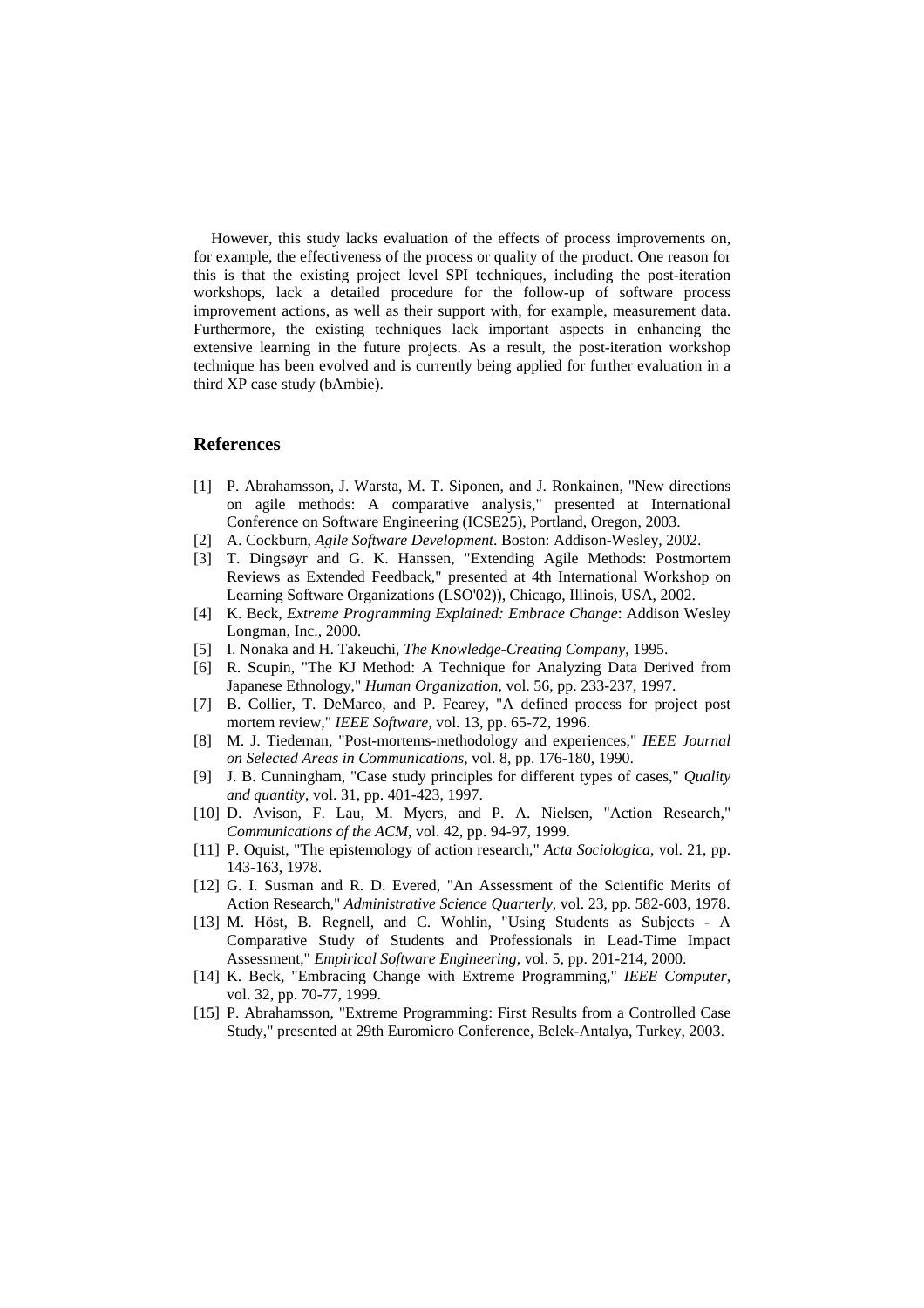However, this study lacks evaluation of the effects of process improvements on, for example, the effectiveness of the process or quality of the product. One reason for this is that the existing project level SPI techniques, including the post-iteration workshops, lack a detailed procedure for the follow-up of software process improvement actions, as well as their support with, for example, measurement data. Furthermore, the existing techniques lack important aspects in enhancing the extensive learning in the future projects. As a result, the post-iteration workshop technique has been evolved and is currently being applied for further evaluation in a third XP case study (bAmbie).

## References

[1] P. Abrahamsson, J. Warsta, M. T. Siponen, and J. Ronkainen, "New directions on agile methods: A comparative analysis," presented at International Conference on Software Engineering (ICSE25), Portland, Oregon, 2003.

[2] A. Cockburn, *Agile Software Development*. Boston: Addison-Wesley, 2002.

[3] T. Dingsøyr and G. K. Hanssen, "Extending Agile Methods: Postmortem Reviews as Extended Feedback," presented at 4th International Workshop on Learning Software Organizations (LSO'02)), Chicago, Illinois, USA, 2002.

[4] K. Beck, *Extreme Programming Explained: Embrace Change*: Addison Wesley Longman, Inc., 2000.

[5] I. Nonaka and H. Takeuchi, *The Knowledge-Creating Company*, 1995.

[6] R. Scupin, "The KJ Method: A Technique for Analyzing Data Derived from Japanese Ethnology," *Human Organization*, vol. 56, pp. 233-237, 1997.

[7] B. Collier, T. DeMarco, and P. Fearey, "A defined process for project post mortem review," *IEEE Software*, vol. 13, pp. 65-72, 1996.

[8] M. J. Tiedeman, "Post-mortems-methodology and experiences," *IEEE Journal on Selected Areas in Communications*, vol. 8, pp. 176-180, 1990.

[9] J. B. Cunningham, "Case study principles for different types of cases," *Quality and quantity*, vol. 31, pp. 401-423, 1997.

[10] D. Avison, F. Lau, M. Myers, and P. A. Nielsen, "Action Research," *Communications of the ACM*, vol. 42, pp. 94-97, 1999.

[11] P. Oquist, "The epistemology of action research," *Acta Sociologica*, vol. 21, pp. 143-163, 1978.

[12] G. I. Susman and R. D. Evered, "An Assessment of the Scientific Merits of Action Research," *Administrative Science Quarterly*, vol. 23, pp. 582-603, 1978.

[13] M. Höst, B. Regnell, and C. Wohlin, "Using Students as Subjects - A Comparative Study of Students and Professionals in Lead-Time Impact Assessment," *Empirical Software Engineering*, vol. 5, pp. 201-214, 2000.

[14] K. Beck, "Embracing Change with Extreme Programming," *IEEE Computer*, vol. 32, pp. 70-77, 1999.

[15] P. Abrahamsson, "Extreme Programming: First Results from a Controlled Case Study," presented at 29th Euromicro Conference, Belek-Antalya, Turkey, 2003.